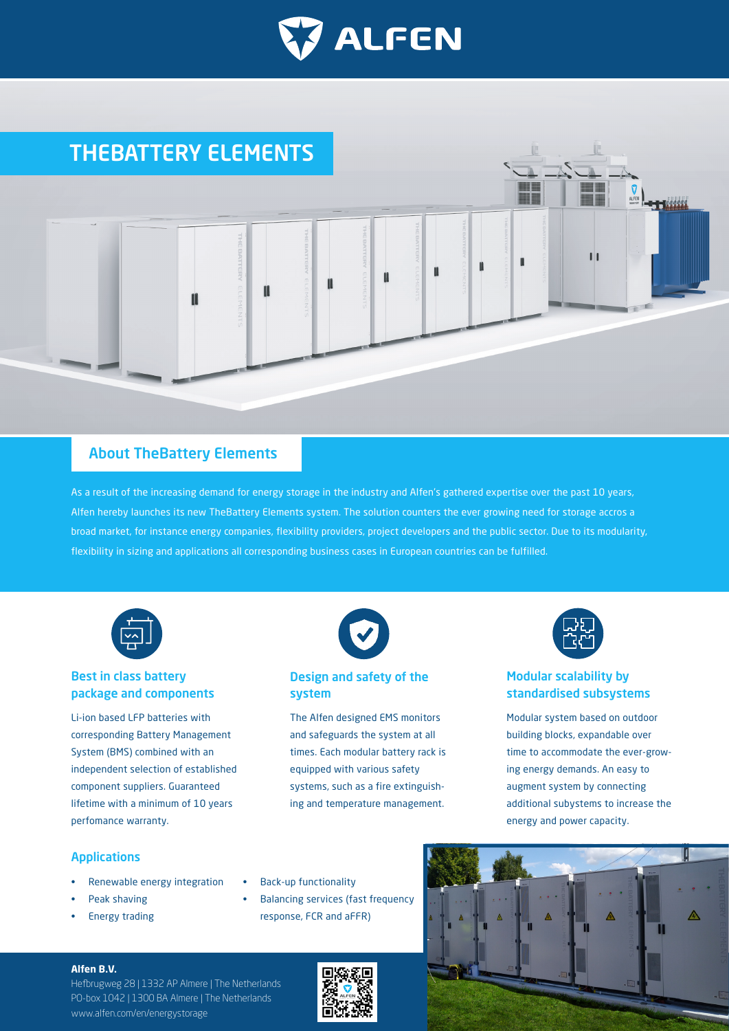# ALFEN

# THEBATTERY ELEMENTS

## About TheBattery Elements

As a result of the increasing demand for energy storage in the industry and Alfen's gathered expertise over the past 10 years, Alfen hereby launches its new TheBattery Elements system. The solution counters the ever growing need for storage accros a broad market, for instance energy companies, flexibility providers, project developers and the public sector. Due to its modularity, flexibility in sizing and applications all corresponding business cases in European countries can be fulfilled.

### Best in class battery package and components

Li-ion based LFP batteries with corresponding Battery Management System (BMS) combined with an independent selection of established component suppliers. Guaranteed lifetime with a minimum of 10 years perfomance warranty.

### Design and safety of the system

The Alfen designed EMS monitors and safeguards the system at all times. Each modular battery rack is equipped with various safety systems, such as a fire extinguishing and temperature management.

### Modular scalability by standardised subsystems

Modular system based on outdoor building blocks, expandable over time to accommodate the ever-growing energy demands. An easy to augment system by connecting additional subsystems to increase the energy and power capacity.

### Applications

- Renewable energy integration
- Peak shaving
- Energy trading
- Back-up functionality
- Balancing services (fast frequency response, FCR and aFFR)

**Alfen B.V.**
Hefbrugweg 28 | 1332 AP Almere | The Netherlands
PO-box 1042 | 1300 BA Almere | The Netherlands
www.alfen.com/en/energystorage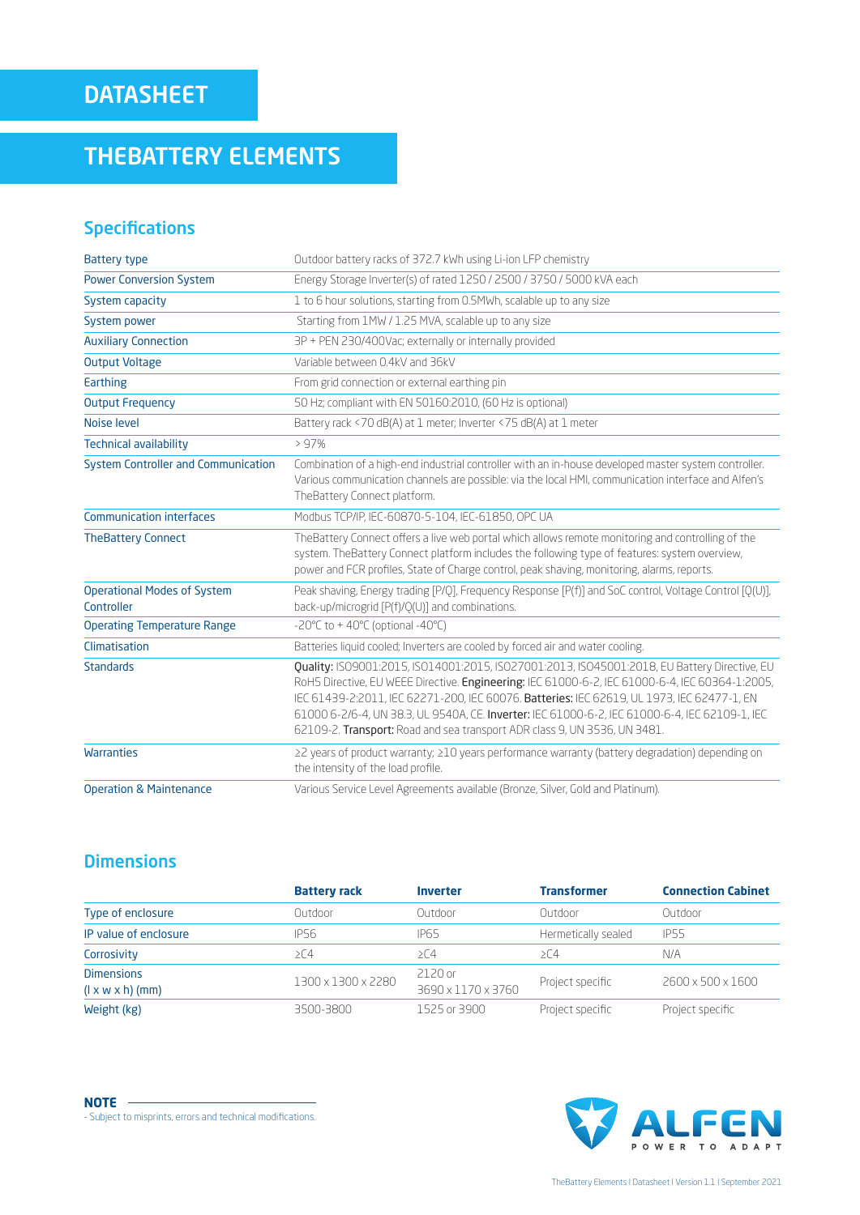# DATASHEET

# THEBATTERY ELEMENTS

## Specifications

| | |
|---|---|
| Battery type | Outdoor battery racks of 372.7 kWh using Li-ion LFP chemistry |
| Power Conversion System | Energy Storage Inverter(s) of rated 1250 / 2500 / 3750 / 5000 kVA each |
| System capacity | 1 to 6 hour solutions, starting from 0.5MWh, scalable up to any size |
| System power | Starting from 1MW / 1.25 MVA, scalable up to any size |
| Auxiliary Connection | 3P + PEN 230/400Vac; externally or internally provided |
| Output Voltage | Variable between 0.4kV and 36kV |
| Earthing | From grid connection or external earthing pin |
| Output Frequency | 50 Hz; compliant with EN 50160:2010, (60 Hz is optional) |
| Noise level | Battery rack <70 dB(A) at 1 meter; Inverter <75 dB(A) at 1 meter |
| Technical availability | > 97% |
| System Controller and Communication | Combination of a high-end industrial controller with an in-house developed master system controller. Various communication channels are possible: via the local HMI, communication interface and Alfen's TheBattery Connect platform. |
| Communication interfaces | Modbus TCP/IP, IEC-60870-5-104, IEC-61850, OPC UA |
| TheBattery Connect | TheBattery Connect offers a live web portal which allows remote monitoring and controlling of the system. TheBattery Connect platform includes the following type of features: system overview, power and FCR profiles, State of Charge control, peak shaving, monitoring, alarms, reports. |
| Operational Modes of System Controller | Peak shaving, Energy trading [P/Q], Frequency Response [P(f)] and SoC control, Voltage Control [Q(U)], back-up/microgrid [P(f)/Q(U)] and combinations. |
| Operating Temperature Range | -20°C to + 40°C (optional -40°C) |
| Climatisation | Batteries liquid cooled; Inverters are cooled by forced air and water cooling. |
| Standards | **Quality:** ISO9001:2015, ISO14001:2015, ISO27001:2013, ISO45001:2018, EU Battery Directive, EU RoHS Directive, EU WEEE Directive. **Engineering:** IEC 61000-6-2, IEC 61000-6-4, IEC 60364-1:2005, IEC 61439-2:2011, IEC 62271-200, IEC 60076. **Batteries:** IEC 62619, UL 1973, IEC 62477-1, EN 61000 6-2/6-4, UN 38.3, UL 9540A, CE. **Inverter:** IEC 61000-6-2, IEC 61000-6-4, IEC 62109-1, IEC 62109-2. **Transport:** Road and sea transport ADR class 9, UN 3536, UN 3481. |
| Warranties | ≥2 years of product warranty; ≥10 years performance warranty (battery degradation) depending on the intensity of the load profile. |
| Operation & Maintenance | Various Service Level Agreements available (Bronze, Silver, Gold and Platinum). |

## Dimensions

| | Battery rack | Inverter | Transformer | Connection Cabinet |
|---|---|---|---|---|
| Type of enclosure | Outdoor | Outdoor | Outdoor | Outdoor |
| IP value of enclosure | IP56 | IP65 | Hermetically sealed | IP55 |
| Corrosivity | ≥C4 | ≥C4 | ≥C4 | N/A |
| Dimensions (l x w x h) (mm) | 1300 x 1300 x 2280 | 2120 or 3690 x 1170 x 3760 | Project specific | 2600 x 500 x 1600 |
| Weight (kg) | 3500-3800 | 1525 or 3900 | Project specific | Project specific |

**NOTE**

- Subject to misprints, errors and technical modifications.

ALFEN POWER TO ADAPT

TheBattery Elements I Datasheet I Version 1.1 I September 2021